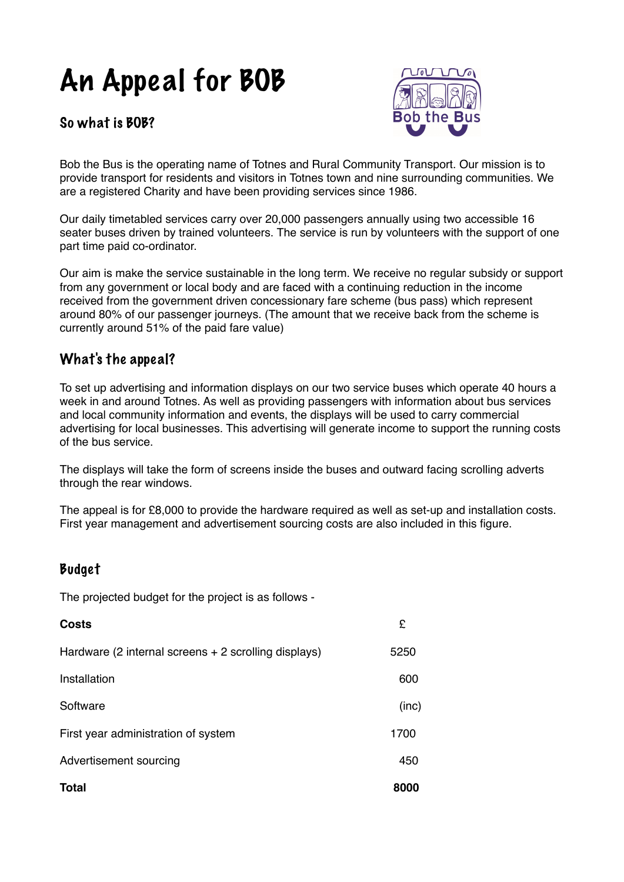# An Appeal for BOB

## So what is BOB?

Bob the Bus is the operating name of Totnes and Rural Community Transport. Our mission is to provide transport for residents and visitors in Totnes town and nine surrounding communities. We are a registered Charity and have been providing services since 1986.

Our daily timetabled services carry over 20,000 passengers annually using two accessible 16 seater buses driven by trained volunteers. The service is run by volunteers with the support of one part time paid co-ordinator.

Our aim is make the service sustainable in the long term. We receive no regular subsidy or support from any government or local body and are faced with a continuing reduction in the income received from the government driven concessionary fare scheme (bus pass) which represent around 80% of our passenger journeys. (The amount that we receive back from the scheme is currently around 51% of the paid fare value)

## What's the appeal?

To set up advertising and information displays on our two service buses which operate 40 hours a week in and around Totnes. As well as providing passengers with information about bus services and local community information and events, the displays will be used to carry commercial advertising for local businesses. This advertising will generate income to support the running costs of the bus service.

The displays will take the form of screens inside the buses and outward facing scrolling adverts through the rear windows.

The appeal is for £8,000 to provide the hardware required as well as set-up and installation costs. First year management and advertisement sourcing costs are also included in this figure.

## Budget

The projected budget for the project is as follows -

| **Costs** | £ |
|---|---|
| Hardware (2 internal screens + 2 scrolling displays) | 5250 |
| Installation | 600 |
| Software | (inc) |
| First year administration of system | 1700 |
| Advertisement sourcing | 450 |
| **Total** | **8000** |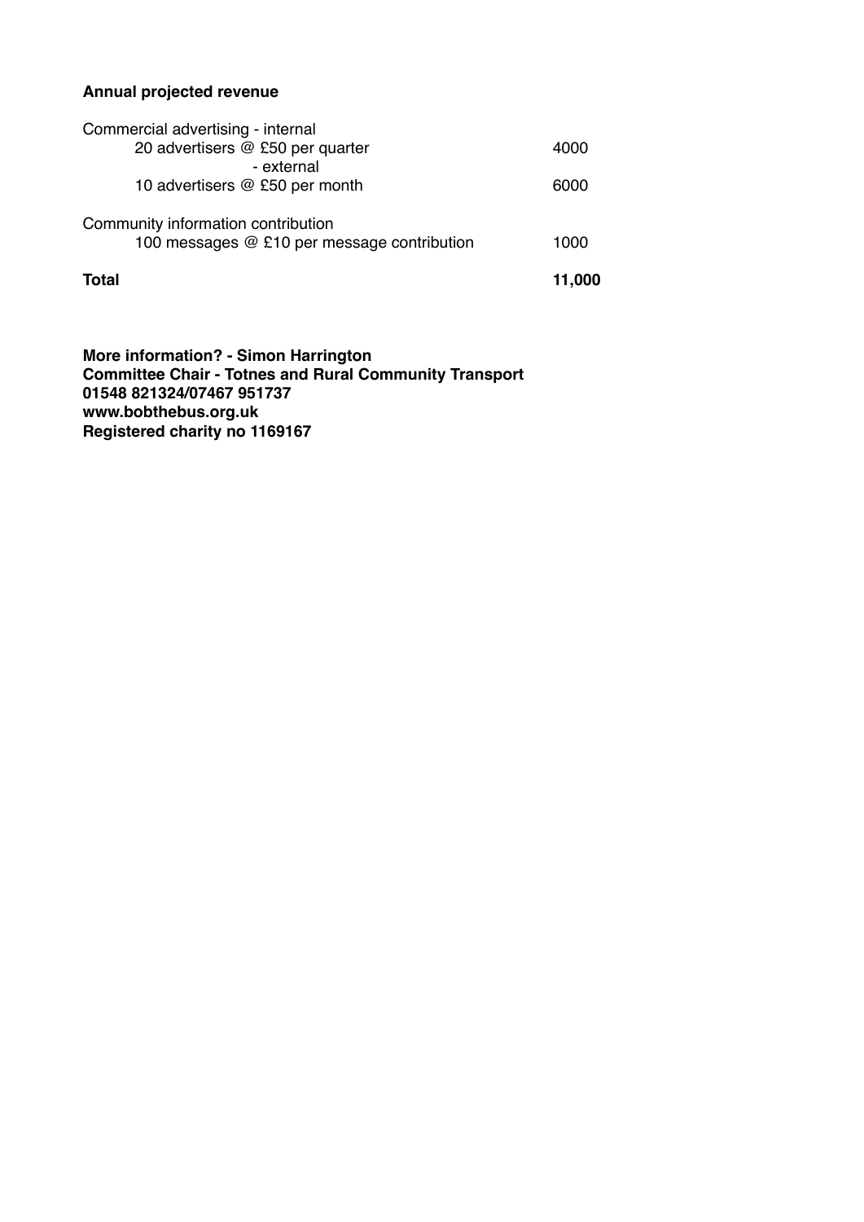**Annual projected revenue**

| | |
|---|---|
| Commercial advertising - internal | |
| 20 advertisers @ £50 per quarter | 4000 |
| - external | |
| 10 advertisers @ £50 per month | 6000 |
| Community information contribution | |
| 100 messages @ £10 per message contribution | 1000 |
| **Total** | **11,000** |

**More information? - Simon Harrington**
**Committee Chair - Totnes and Rural Community Transport**
**01548 821324/07467 951737**
**www.bobthebus.org.uk**
**Registered charity no 1169167**